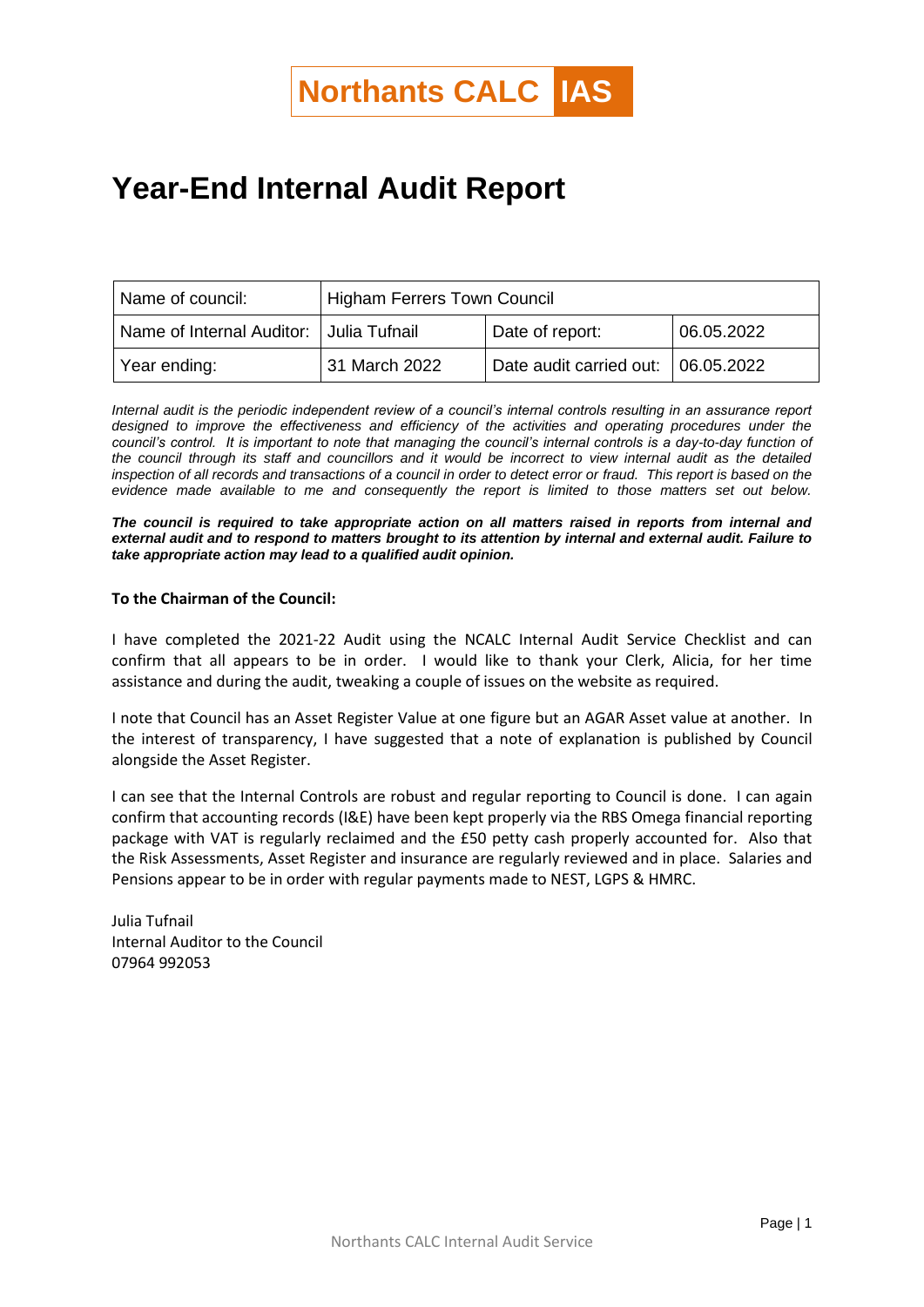**Northants CALC IAS**

# Year-End Internal Audit Report

| Name of council: | Higham Ferrers Town Council | | |
|---|---|---|---|
| Name of Internal Auditor: | Julia Tufnail | Date of report: | 06.05.2022 |
| Year ending: | 31 March 2022 | Date audit carried out: | 06.05.2022 |

*Internal audit is the periodic independent review of a council's internal controls resulting in an assurance report designed to improve the effectiveness and efficiency of the activities and operating procedures under the council's control. It is important to note that managing the council's internal controls is a day-to-day function of the council through its staff and councillors and it would be incorrect to view internal audit as the detailed inspection of all records and transactions of a council in order to detect error or fraud. This report is based on the evidence made available to me and consequently the report is limited to those matters set out below.*

***The council is required to take appropriate action on all matters raised in reports from internal and external audit and to respond to matters brought to its attention by internal and external audit. Failure to take appropriate action may lead to a qualified audit opinion.***

**To the Chairman of the Council:**

I have completed the 2021-22 Audit using the NCALC Internal Audit Service Checklist and can confirm that all appears to be in order. I would like to thank your Clerk, Alicia, for her time assistance and during the audit, tweaking a couple of issues on the website as required.

I note that Council has an Asset Register Value at one figure but an AGAR Asset value at another. In the interest of transparency, I have suggested that a note of explanation is published by Council alongside the Asset Register.

I can see that the Internal Controls are robust and regular reporting to Council is done. I can again confirm that accounting records (I&E) have been kept properly via the RBS Omega financial reporting package with VAT is regularly reclaimed and the £50 petty cash properly accounted for. Also that the Risk Assessments, Asset Register and insurance are regularly reviewed and in place. Salaries and Pensions appear to be in order with regular payments made to NEST, LGPS & HMRC.

Julia Tufnail
Internal Auditor to the Council
07964 992053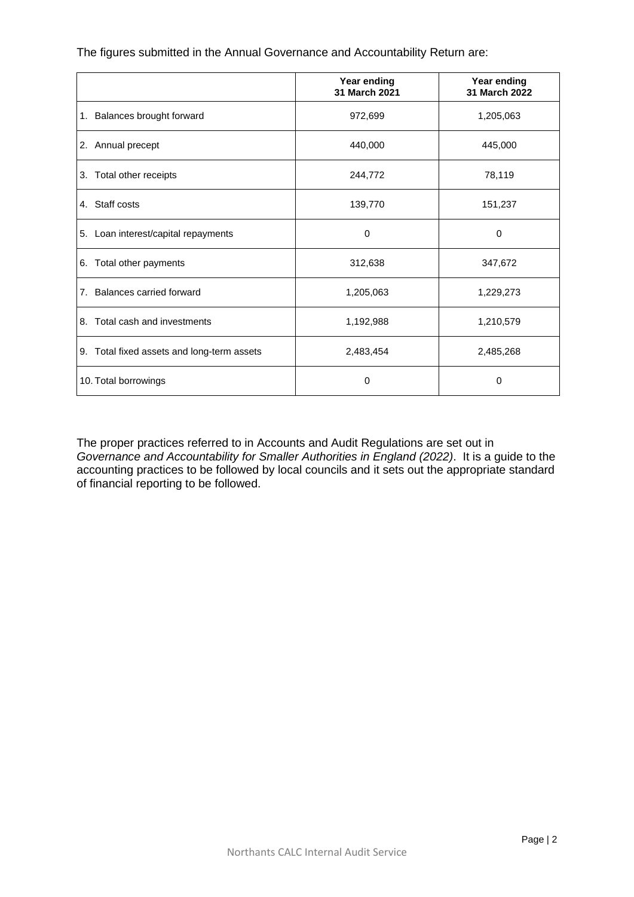The figures submitted in the Annual Governance and Accountability Return are:

| | **Year ending 31 March 2021** | **Year ending 31 March 2022** |
|---|---|---|
| 1. Balances brought forward | 972,699 | 1,205,063 |
| 2. Annual precept | 440,000 | 445,000 |
| 3. Total other receipts | 244,772 | 78,119 |
| 4. Staff costs | 139,770 | 151,237 |
| 5. Loan interest/capital repayments | 0 | 0 |
| 6. Total other payments | 312,638 | 347,672 |
| 7. Balances carried forward | 1,205,063 | 1,229,273 |
| 8. Total cash and investments | 1,192,988 | 1,210,579 |
| 9. Total fixed assets and long-term assets | 2,483,454 | 2,485,268 |
| 10. Total borrowings | 0 | 0 |

The proper practices referred to in Accounts and Audit Regulations are set out in *Governance and Accountability for Smaller Authorities in England (2022)*. It is a guide to the accounting practices to be followed by local councils and it sets out the appropriate standard of financial reporting to be followed.